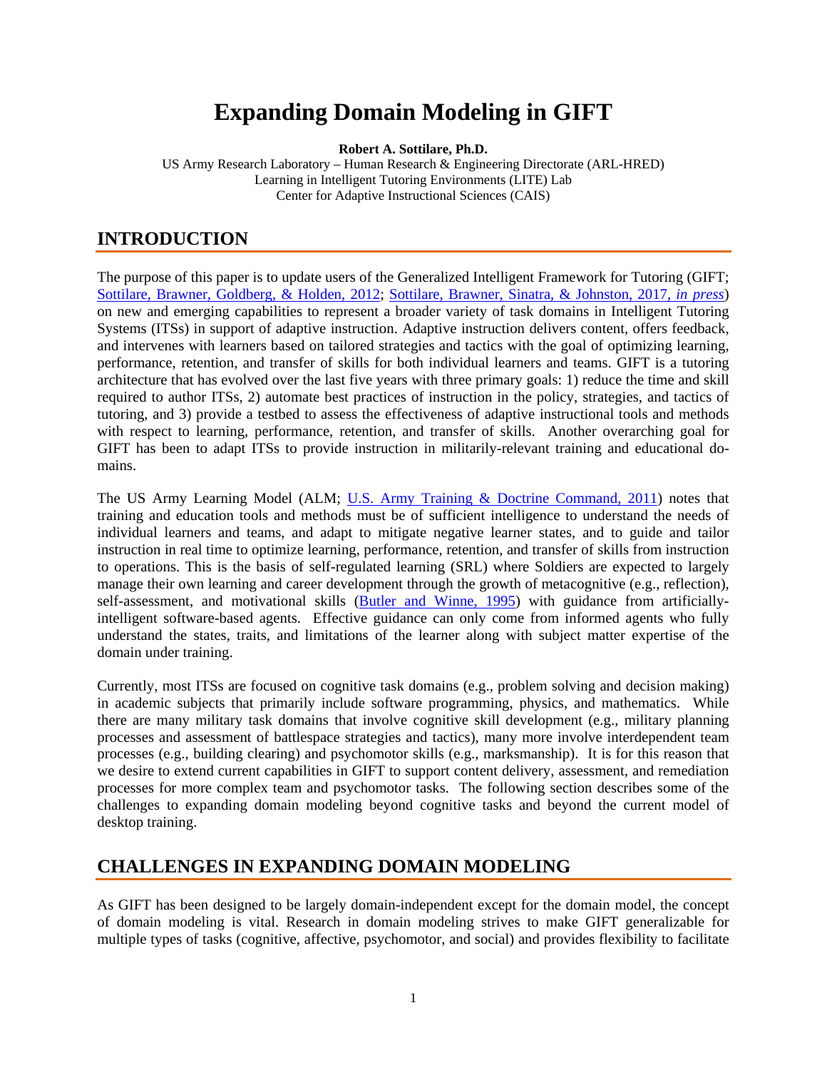# Expanding Domain Modeling in GIFT

**Robert A. Sottilare, Ph.D.**

US Army Research Laboratory – Human Research & Engineering Directorate (ARL-HRED)
Learning in Intelligent Tutoring Environments (LITE) Lab
Center for Adaptive Instructional Sciences (CAIS)

## INTRODUCTION

The purpose of this paper is to update users of the Generalized Intelligent Framework for Tutoring (GIFT; Sottilare, Brawner, Goldberg, & Holden, 2012; Sottilare, Brawner, Sinatra, & Johnston, 2017, *in press*) on new and emerging capabilities to represent a broader variety of task domains in Intelligent Tutoring Systems (ITSs) in support of adaptive instruction. Adaptive instruction delivers content, offers feedback, and intervenes with learners based on tailored strategies and tactics with the goal of optimizing learning, performance, retention, and transfer of skills for both individual learners and teams. GIFT is a tutoring architecture that has evolved over the last five years with three primary goals: 1) reduce the time and skill required to author ITSs, 2) automate best practices of instruction in the policy, strategies, and tactics of tutoring, and 3) provide a testbed to assess the effectiveness of adaptive instructional tools and methods with respect to learning, performance, retention, and transfer of skills. Another overarching goal for GIFT has been to adapt ITSs to provide instruction in militarily-relevant training and educational domains.

The US Army Learning Model (ALM; U.S. Army Training & Doctrine Command, 2011) notes that training and education tools and methods must be of sufficient intelligence to understand the needs of individual learners and teams, and adapt to mitigate negative learner states, and to guide and tailor instruction in real time to optimize learning, performance, retention, and transfer of skills from instruction to operations. This is the basis of self-regulated learning (SRL) where Soldiers are expected to largely manage their own learning and career development through the growth of metacognitive (e.g., reflection), self-assessment, and motivational skills (Butler and Winne, 1995) with guidance from artificially-intelligent software-based agents. Effective guidance can only come from informed agents who fully understand the states, traits, and limitations of the learner along with subject matter expertise of the domain under training.

Currently, most ITSs are focused on cognitive task domains (e.g., problem solving and decision making) in academic subjects that primarily include software programming, physics, and mathematics. While there are many military task domains that involve cognitive skill development (e.g., military planning processes and assessment of battlespace strategies and tactics), many more involve interdependent team processes (e.g., building clearing) and psychomotor skills (e.g., marksmanship). It is for this reason that we desire to extend current capabilities in GIFT to support content delivery, assessment, and remediation processes for more complex team and psychomotor tasks. The following section describes some of the challenges to expanding domain modeling beyond cognitive tasks and beyond the current model of desktop training.

## CHALLENGES IN EXPANDING DOMAIN MODELING

As GIFT has been designed to be largely domain-independent except for the domain model, the concept of domain modeling is vital. Research in domain modeling strives to make GIFT generalizable for multiple types of tasks (cognitive, affective, psychomotor, and social) and provides flexibility to facilitate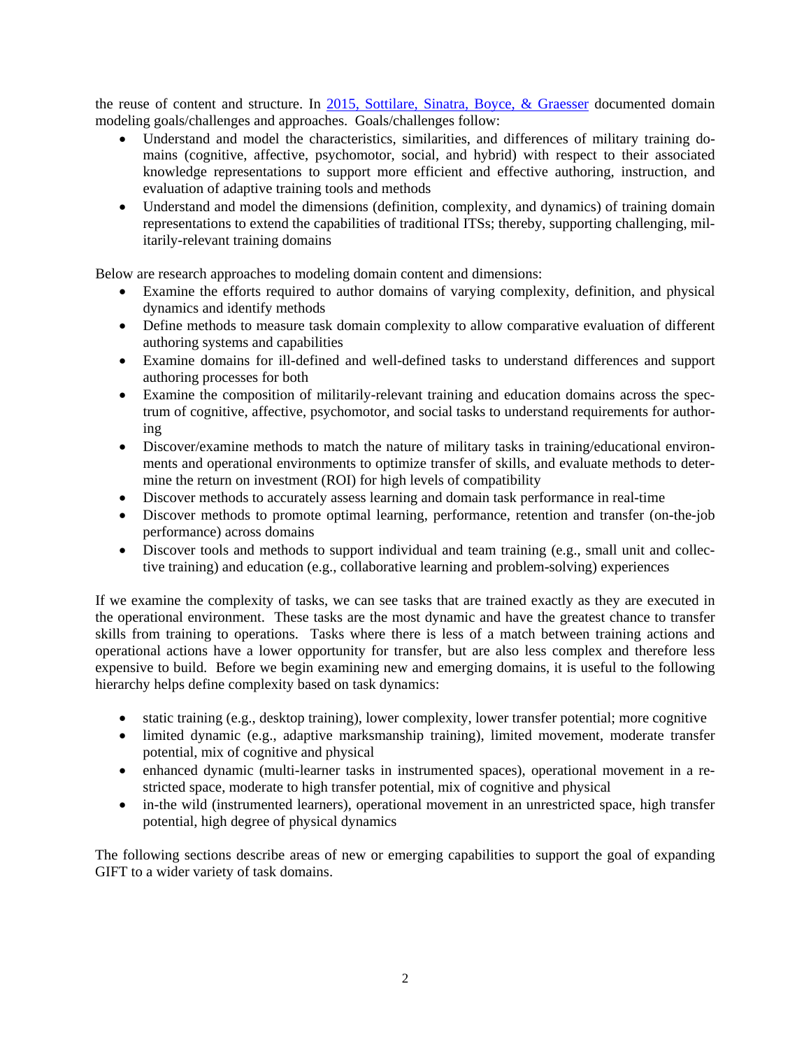the reuse of content and structure. In 2015, Sottilare, Sinatra, Boyce, & Graesser documented domain modeling goals/challenges and approaches. Goals/challenges follow:

- Understand and model the characteristics, similarities, and differences of military training domains (cognitive, affective, psychomotor, social, and hybrid) with respect to their associated knowledge representations to support more efficient and effective authoring, instruction, and evaluation of adaptive training tools and methods
- Understand and model the dimensions (definition, complexity, and dynamics) of training domain representations to extend the capabilities of traditional ITSs; thereby, supporting challenging, militarily-relevant training domains

Below are research approaches to modeling domain content and dimensions:

- Examine the efforts required to author domains of varying complexity, definition, and physical dynamics and identify methods
- Define methods to measure task domain complexity to allow comparative evaluation of different authoring systems and capabilities
- Examine domains for ill-defined and well-defined tasks to understand differences and support authoring processes for both
- Examine the composition of militarily-relevant training and education domains across the spectrum of cognitive, affective, psychomotor, and social tasks to understand requirements for authoring
- Discover/examine methods to match the nature of military tasks in training/educational environments and operational environments to optimize transfer of skills, and evaluate methods to determine the return on investment (ROI) for high levels of compatibility
- Discover methods to accurately assess learning and domain task performance in real-time
- Discover methods to promote optimal learning, performance, retention and transfer (on-the-job performance) across domains
- Discover tools and methods to support individual and team training (e.g., small unit and collective training) and education (e.g., collaborative learning and problem-solving) experiences

If we examine the complexity of tasks, we can see tasks that are trained exactly as they are executed in the operational environment. These tasks are the most dynamic and have the greatest chance to transfer skills from training to operations. Tasks where there is less of a match between training actions and operational actions have a lower opportunity for transfer, but are also less complex and therefore less expensive to build. Before we begin examining new and emerging domains, it is useful to the following hierarchy helps define complexity based on task dynamics:

- static training (e.g., desktop training), lower complexity, lower transfer potential; more cognitive
- limited dynamic (e.g., adaptive marksmanship training), limited movement, moderate transfer potential, mix of cognitive and physical
- enhanced dynamic (multi-learner tasks in instrumented spaces), operational movement in a restricted space, moderate to high transfer potential, mix of cognitive and physical
- in-the wild (instrumented learners), operational movement in an unrestricted space, high transfer potential, high degree of physical dynamics

The following sections describe areas of new or emerging capabilities to support the goal of expanding GIFT to a wider variety of task domains.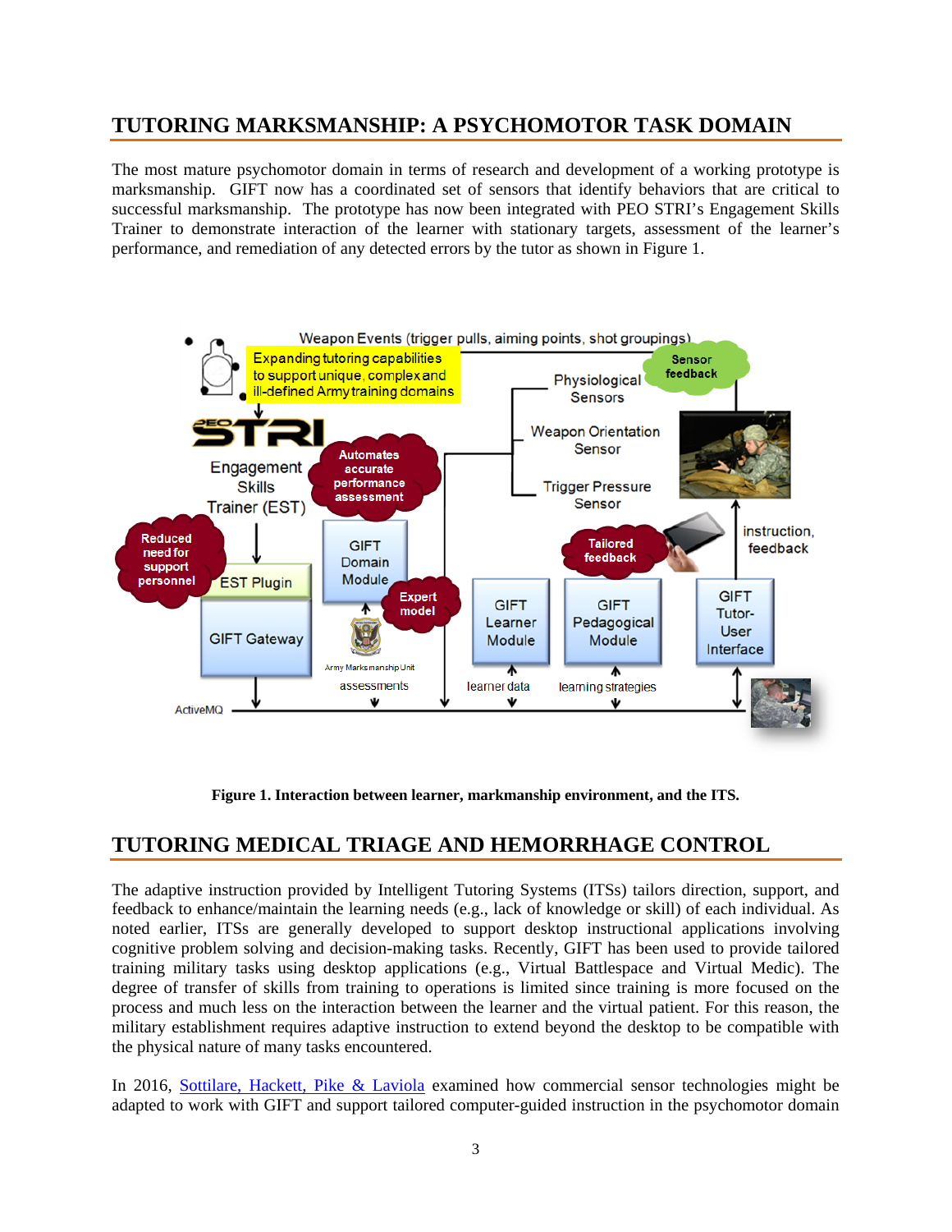## TUTORING MARKSMANSHIP: A PSYCHOMOTOR TASK DOMAIN

The most mature psychomotor domain in terms of research and development of a working prototype is marksmanship. GIFT now has a coordinated set of sensors that identify behaviors that are critical to successful marksmanship. The prototype has now been integrated with PEO STRI's Engagement Skills Trainer to demonstrate interaction of the learner with stationary targets, assessment of the learner's performance, and remediation of any detected errors by the tutor as shown in Figure 1.

**Figure 1. Interaction between learner, marksmanship environment, and the ITS.**

## TUTORING MEDICAL TRIAGE AND HEMORRHAGE CONTROL

The adaptive instruction provided by Intelligent Tutoring Systems (ITSs) tailors direction, support, and feedback to enhance/maintain the learning needs (e.g., lack of knowledge or skill) of each individual. As noted earlier, ITSs are generally developed to support desktop instructional applications involving cognitive problem solving and decision-making tasks. Recently, GIFT has been used to provide tailored training military tasks using desktop applications (e.g., Virtual Battlespace and Virtual Medic). The degree of transfer of skills from training to operations is limited since training is more focused on the process and much less on the interaction between the learner and the virtual patient. For this reason, the military establishment requires adaptive instruction to extend beyond the desktop to be compatible with the physical nature of many tasks encountered.

In 2016, Sottilare, Hackett, Pike & Laviola examined how commercial sensor technologies might be adapted to work with GIFT and support tailored computer-guided instruction in the psychomotor domain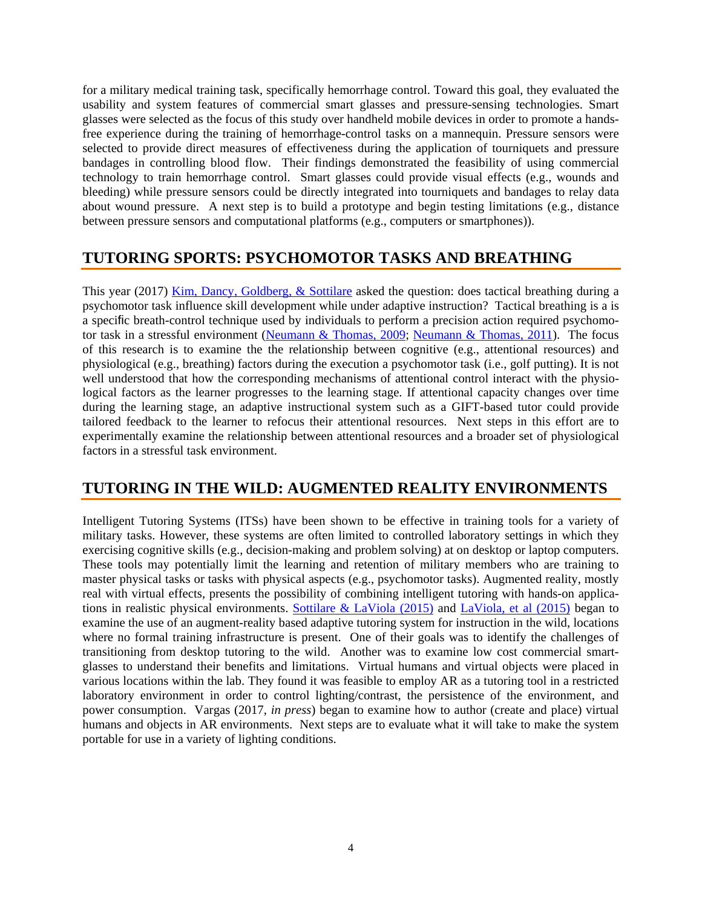for a military medical training task, specifically hemorrhage control. Toward this goal, they evaluated the usability and system features of commercial smart glasses and pressure-sensing technologies. Smart glasses were selected as the focus of this study over handheld mobile devices in order to promote a hands-free experience during the training of hemorrhage-control tasks on a mannequin. Pressure sensors were selected to provide direct measures of effectiveness during the application of tourniquets and pressure bandages in controlling blood flow. Their findings demonstrated the feasibility of using commercial technology to train hemorrhage control. Smart glasses could provide visual effects (e.g., wounds and bleeding) while pressure sensors could be directly integrated into tourniquets and bandages to relay data about wound pressure. A next step is to build a prototype and begin testing limitations (e.g., distance between pressure sensors and computational platforms (e.g., computers or smartphones)).

## TUTORING SPORTS: PSYCHOMOTOR TASKS AND BREATHING

This year (2017) Kim, Dancy, Goldberg, & Sottilare asked the question: does tactical breathing during a psychomotor task influence skill development while under adaptive instruction? Tactical breathing is a is a specific breath-control technique used by individuals to perform a precision action required psychomotor task in a stressful environment (Neumann & Thomas, 2009; Neumann & Thomas, 2011). The focus of this research is to examine the the relationship between cognitive (e.g., attentional resources) and physiological (e.g., breathing) factors during the execution a psychomotor task (i.e., golf putting). It is not well understood that how the corresponding mechanisms of attentional control interact with the physiological factors as the learner progresses to the learning stage. If attentional capacity changes over time during the learning stage, an adaptive instructional system such as a GIFT-based tutor could provide tailored feedback to the learner to refocus their attentional resources. Next steps in this effort are to experimentally examine the relationship between attentional resources and a broader set of physiological factors in a stressful task environment.

## TUTORING IN THE WILD: AUGMENTED REALITY ENVIRONMENTS

Intelligent Tutoring Systems (ITSs) have been shown to be effective in training tools for a variety of military tasks. However, these systems are often limited to controlled laboratory settings in which they exercising cognitive skills (e.g., decision-making and problem solving) at on desktop or laptop computers. These tools may potentially limit the learning and retention of military members who are training to master physical tasks or tasks with physical aspects (e.g., psychomotor tasks). Augmented reality, mostly real with virtual effects, presents the possibility of combining intelligent tutoring with hands-on applications in realistic physical environments. Sottilare & LaViola (2015) and LaViola, et al (2015) began to examine the use of an augment-reality based adaptive tutoring system for instruction in the wild, locations where no formal training infrastructure is present. One of their goals was to identify the challenges of transitioning from desktop tutoring to the wild. Another was to examine low cost commercial smart-glasses to understand their benefits and limitations. Virtual humans and virtual objects were placed in various locations within the lab. They found it was feasible to employ AR as a tutoring tool in a restricted laboratory environment in order to control lighting/contrast, the persistence of the environment, and power consumption. Vargas (2017, *in press*) began to examine how to author (create and place) virtual humans and objects in AR environments. Next steps are to evaluate what it will take to make the system portable for use in a variety of lighting conditions.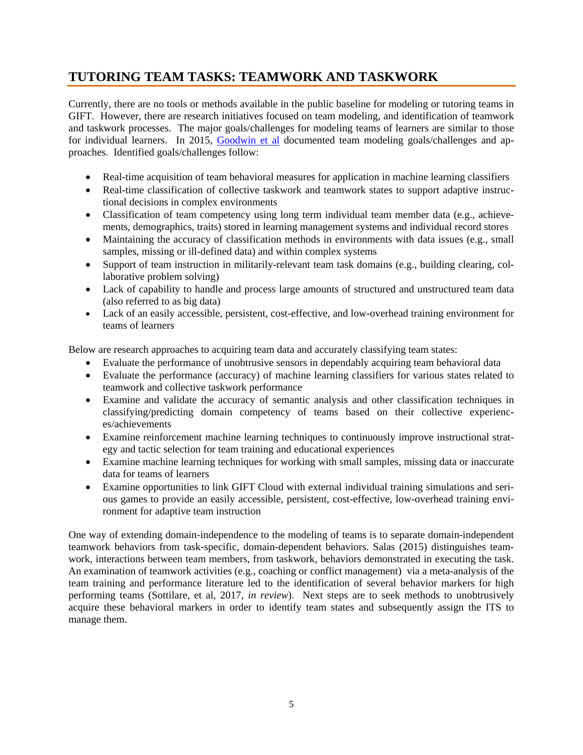## TUTORING TEAM TASKS: TEAMWORK AND TASKWORK

Currently, there are no tools or methods available in the public baseline for modeling or tutoring teams in GIFT. However, there are research initiatives focused on team modeling, and identification of teamwork and taskwork processes. The major goals/challenges for modeling teams of learners are similar to those for individual learners. In 2015, [Goodwin et al]() documented team modeling goals/challenges and approaches. Identified goals/challenges follow:

- Real-time acquisition of team behavioral measures for application in machine learning classifiers
- Real-time classification of collective taskwork and teamwork states to support adaptive instructional decisions in complex environments
- Classification of team competency using long term individual team member data (e.g., achievements, demographics, traits) stored in learning management systems and individual record stores
- Maintaining the accuracy of classification methods in environments with data issues (e.g., small samples, missing or ill-defined data) and within complex systems
- Support of team instruction in militarily-relevant team task domains (e.g., building clearing, collaborative problem solving)
- Lack of capability to handle and process large amounts of structured and unstructured team data (also referred to as big data)
- Lack of an easily accessible, persistent, cost-effective, and low-overhead training environment for teams of learners

Below are research approaches to acquiring team data and accurately classifying team states:

- Evaluate the performance of unobtrusive sensors in dependably acquiring team behavioral data
- Evaluate the performance (accuracy) of machine learning classifiers for various states related to teamwork and collective taskwork performance
- Examine and validate the accuracy of semantic analysis and other classification techniques in classifying/predicting domain competency of teams based on their collective experiences/achievements
- Examine reinforcement machine learning techniques to continuously improve instructional strategy and tactic selection for team training and educational experiences
- Examine machine learning techniques for working with small samples, missing data or inaccurate data for teams of learners
- Examine opportunities to link GIFT Cloud with external individual training simulations and serious games to provide an easily accessible, persistent, cost-effective, low-overhead training environment for adaptive team instruction

One way of extending domain-independence to the modeling of teams is to separate domain-independent teamwork behaviors from task-specific, domain-dependent behaviors. Salas (2015) distinguishes teamwork, interactions between team members, from taskwork, behaviors demonstrated in executing the task. An examination of teamwork activities (e.g., coaching or conflict management) via a meta-analysis of the team training and performance literature led to the identification of several behavior markers for high performing teams (Sottilare, et al, 2017, *in review*). Next steps are to seek methods to unobtrusively acquire these behavioral markers in order to identify team states and subsequently assign the ITS to manage them.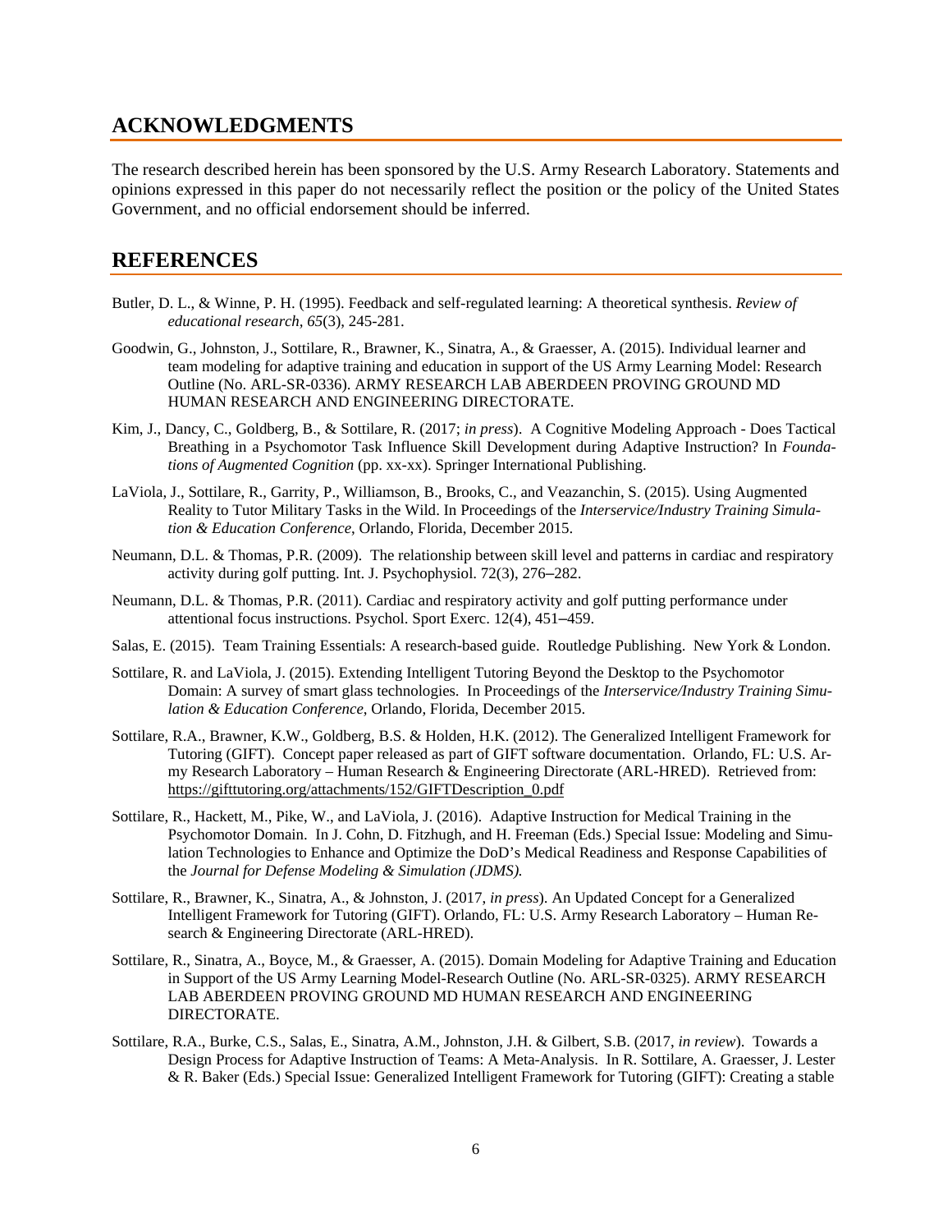## ACKNOWLEDGMENTS

The research described herein has been sponsored by the U.S. Army Research Laboratory. Statements and opinions expressed in this paper do not necessarily reflect the position or the policy of the United States Government, and no official endorsement should be inferred.

## REFERENCES

Butler, D. L., & Winne, P. H. (1995). Feedback and self-regulated learning: A theoretical synthesis. *Review of educational research, 65*(3), 245-281.

Goodwin, G., Johnston, J., Sottilare, R., Brawner, K., Sinatra, A., & Graesser, A. (2015). Individual learner and team modeling for adaptive training and education in support of the US Army Learning Model: Research Outline (No. ARL-SR-0336). ARMY RESEARCH LAB ABERDEEN PROVING GROUND MD HUMAN RESEARCH AND ENGINEERING DIRECTORATE.

Kim, J., Dancy, C., Goldberg, B., & Sottilare, R. (2017; *in press*). A Cognitive Modeling Approach - Does Tactical Breathing in a Psychomotor Task Influence Skill Development during Adaptive Instruction? In *Foundations of Augmented Cognition* (pp. xx-xx). Springer International Publishing.

LaViola, J., Sottilare, R., Garrity, P., Williamson, B., Brooks, C., and Veazanchin, S. (2015). Using Augmented Reality to Tutor Military Tasks in the Wild. In Proceedings of the *Interservice/Industry Training Simulation & Education Conference*, Orlando, Florida, December 2015.

Neumann, D.L. & Thomas, P.R. (2009). The relationship between skill level and patterns in cardiac and respiratory activity during golf putting. Int. J. Psychophysiol. 72(3), 276–282.

Neumann, D.L. & Thomas, P.R. (2011). Cardiac and respiratory activity and golf putting performance under attentional focus instructions. Psychol. Sport Exerc. 12(4), 451–459.

Salas, E. (2015). Team Training Essentials: A research-based guide. Routledge Publishing. New York & London.

Sottilare, R. and LaViola, J. (2015). Extending Intelligent Tutoring Beyond the Desktop to the Psychomotor Domain: A survey of smart glass technologies. In Proceedings of the *Interservice/Industry Training Simulation & Education Conference*, Orlando, Florida, December 2015.

Sottilare, R.A., Brawner, K.W., Goldberg, B.S. & Holden, H.K. (2012). The Generalized Intelligent Framework for Tutoring (GIFT). Concept paper released as part of GIFT software documentation. Orlando, FL: U.S. Army Research Laboratory – Human Research & Engineering Directorate (ARL-HRED). Retrieved from: https://gifttutoring.org/attachments/152/GIFTDescription_0.pdf

Sottilare, R., Hackett, M., Pike, W., and LaViola, J. (2016). Adaptive Instruction for Medical Training in the Psychomotor Domain. In J. Cohn, D. Fitzhugh, and H. Freeman (Eds.) Special Issue: Modeling and Simulation Technologies to Enhance and Optimize the DoD's Medical Readiness and Response Capabilities of the *Journal for Defense Modeling & Simulation (JDMS).*

Sottilare, R., Brawner, K., Sinatra, A., & Johnston, J. (2017, *in press*). An Updated Concept for a Generalized Intelligent Framework for Tutoring (GIFT). Orlando, FL: U.S. Army Research Laboratory – Human Research & Engineering Directorate (ARL-HRED).

Sottilare, R., Sinatra, A., Boyce, M., & Graesser, A. (2015). Domain Modeling for Adaptive Training and Education in Support of the US Army Learning Model-Research Outline (No. ARL-SR-0325). ARMY RESEARCH LAB ABERDEEN PROVING GROUND MD HUMAN RESEARCH AND ENGINEERING DIRECTORATE.

Sottilare, R.A., Burke, C.S., Salas, E., Sinatra, A.M., Johnston, J.H. & Gilbert, S.B. (2017, *in review*). Towards a Design Process for Adaptive Instruction of Teams: A Meta-Analysis. In R. Sottilare, A. Graesser, J. Lester & R. Baker (Eds.) Special Issue: Generalized Intelligent Framework for Tutoring (GIFT): Creating a stable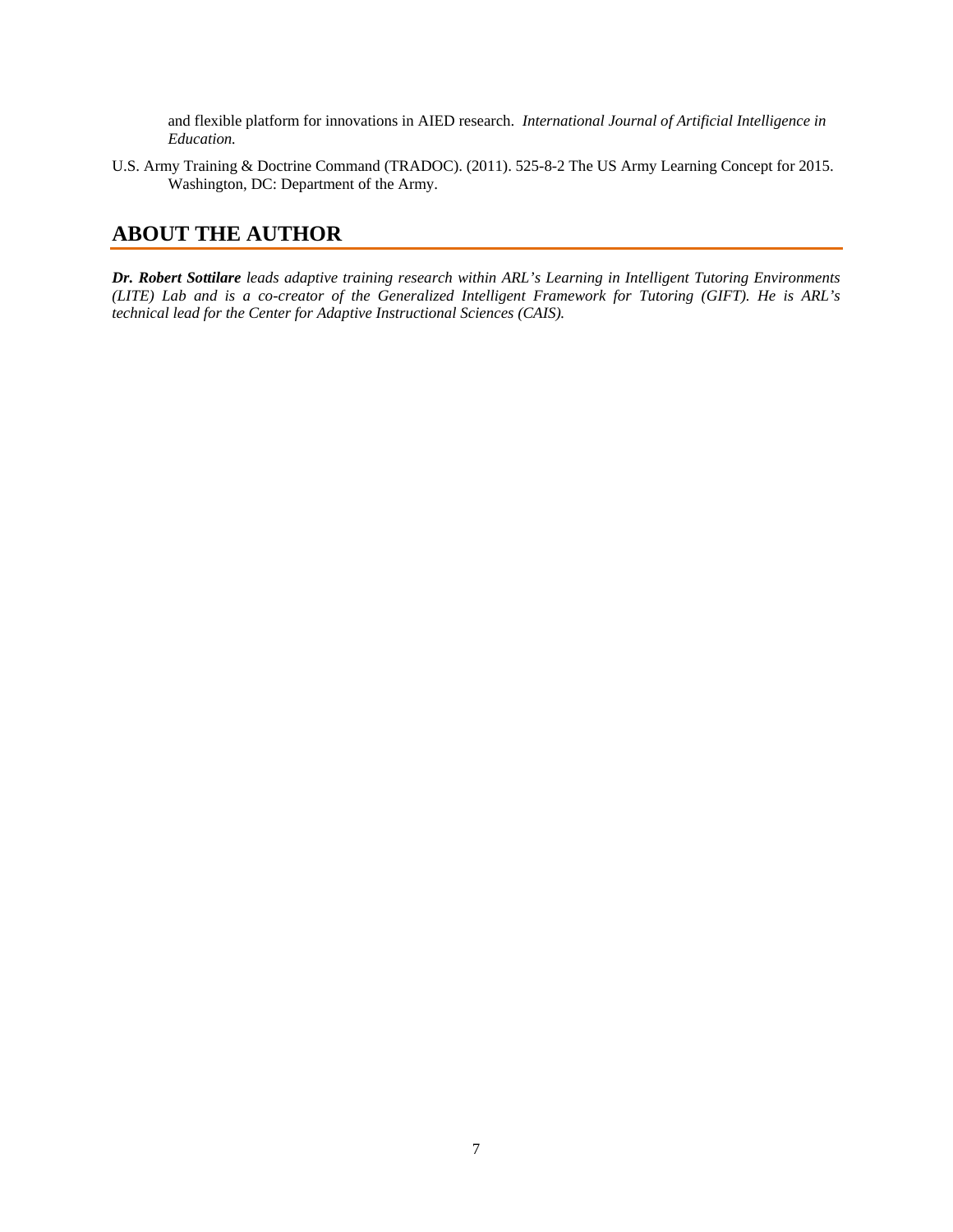and flexible platform for innovations in AIED research. *International Journal of Artificial Intelligence in Education.*

U.S. Army Training & Doctrine Command (TRADOC). (2011). 525-8-2 The US Army Learning Concept for 2015. Washington, DC: Department of the Army.

## ABOUT THE AUTHOR

***Dr. Robert Sottilare*** *leads adaptive training research within ARL's Learning in Intelligent Tutoring Environments (LITE) Lab and is a co-creator of the Generalized Intelligent Framework for Tutoring (GIFT). He is ARL's technical lead for the Center for Adaptive Instructional Sciences (CAIS).*